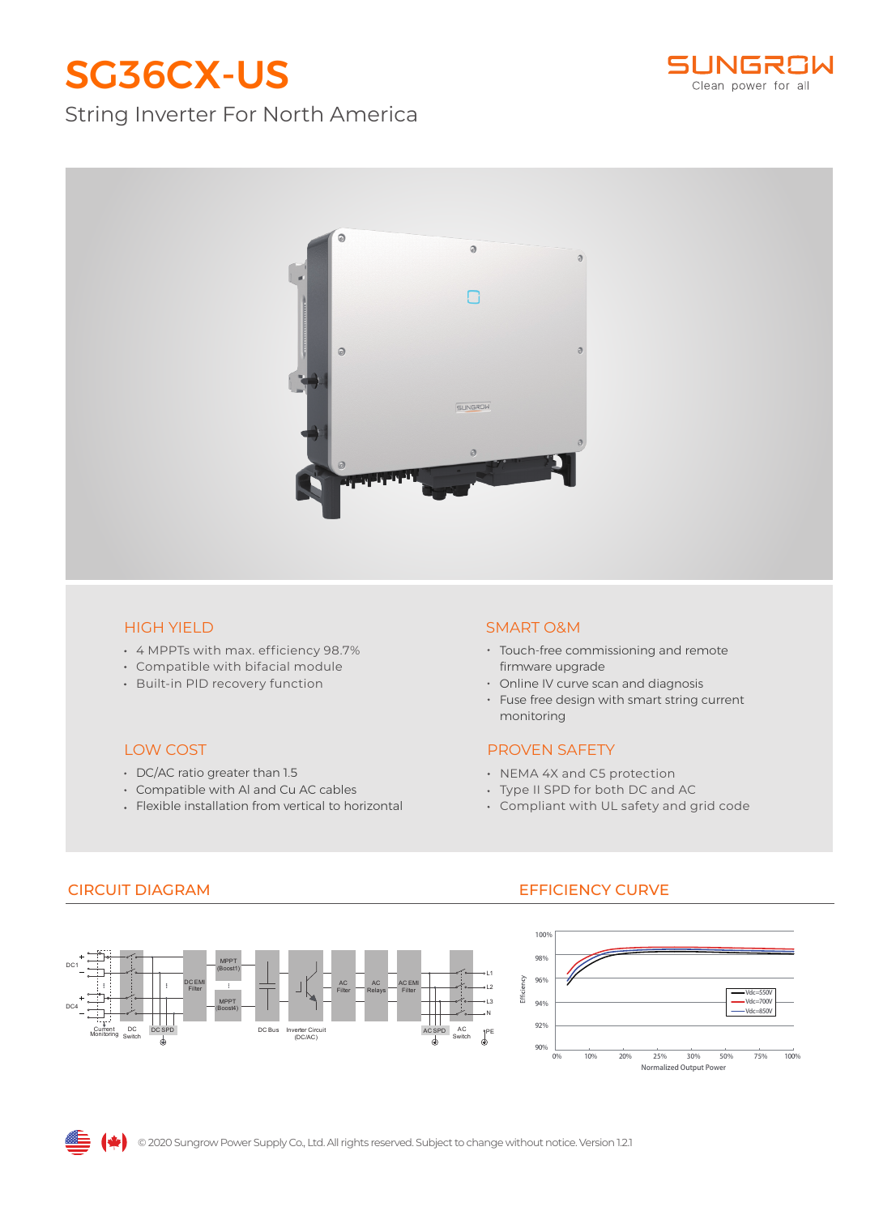# SG36CX-US

SUNGROW
Clean power for all

String Inverter For North America

### HIGH YIELD

- 4 MPPTs with max. efficiency 98.7%
- Compatible with bifacial module
- Built-in PID recovery function

### SMART O&M

- Touch-free commissioning and remote firmware upgrade
- Online IV curve scan and diagnosis
- Fuse free design with smart string current monitoring

### LOW COST

- DC/AC ratio greater than 1.5
- Compatible with Al and Cu AC cables
- Flexible installation from vertical to horizontal

### PROVEN SAFETY

- NEMA 4X and C5 protection
- Type II SPD for both DC and AC
- Compliant with UL safety and grid code

## CIRCUIT DIAGRAM

## EFFICIENCY CURVE

© 2020 Sungrow Power Supply Co., Ltd. All rights reserved. Subject to change without notice. Version 1.2.1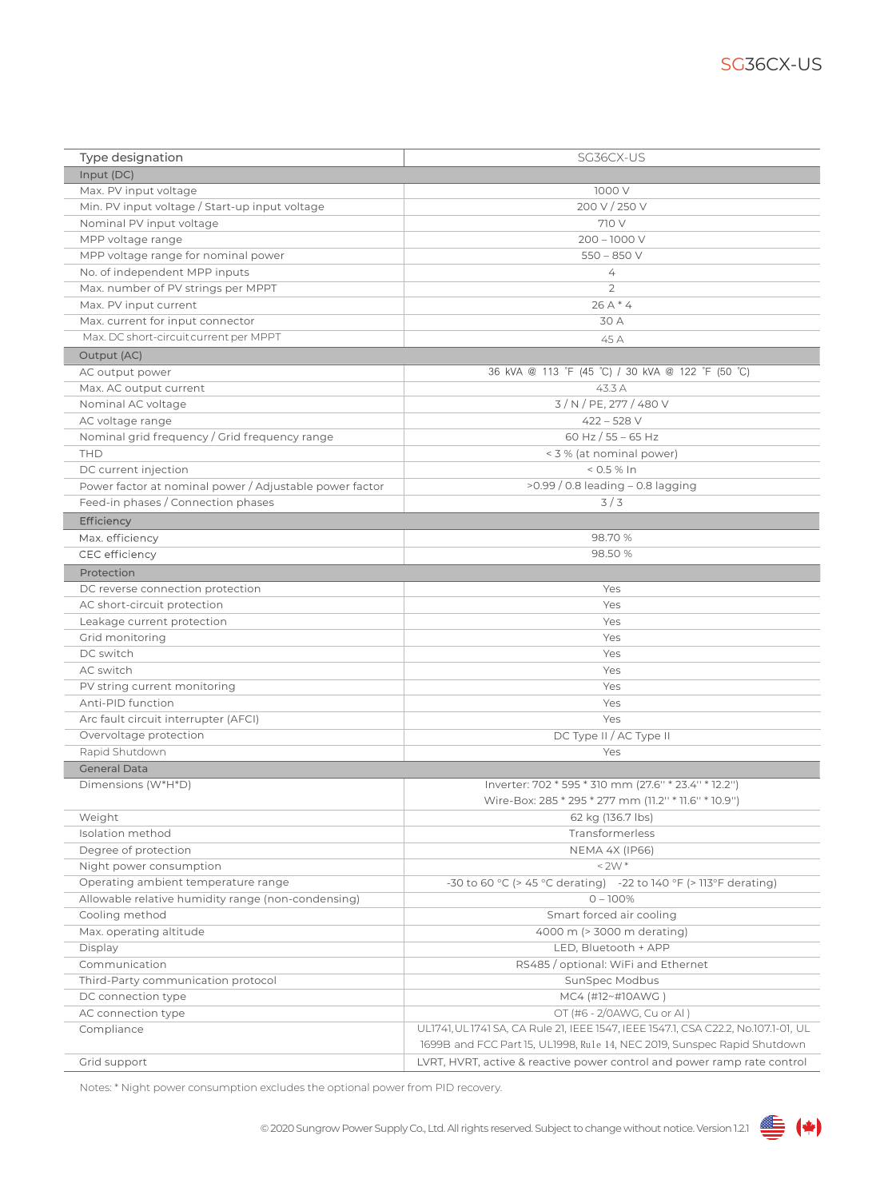# SG36CX-US

| Type designation | SG36CX-US |
|---|---|
| **Input (DC)** | |
| Max. PV input voltage | 1000 V |
| Min. PV input voltage / Start-up input voltage | 200 V / 250 V |
| Nominal PV input voltage | 710 V |
| MPP voltage range | 200 – 1000 V |
| MPP voltage range for nominal power | 550 – 850 V |
| No. of independent MPP inputs | 4 |
| Max. number of PV strings per MPPT | 2 |
| Max. PV input current | 26 A * 4 |
| Max. current for input connector | 30 A |
| Max. DC short-circuit current per MPPT | 45 A |
| **Output (AC)** | |
| AC output power | 36 kVA @ 113 ˚F (45 ˚C) / 30 kVA @ 122 ˚F (50 ˚C) |
| Max. AC output current | 43.3 A |
| Nominal AC voltage | 3 / N / PE, 277 / 480 V |
| AC voltage range | 422 – 528 V |
| Nominal grid frequency / Grid frequency range | 60 Hz / 55 – 65 Hz |
| THD | < 3 % (at nominal power) |
| DC current injection | < 0.5 % In |
| Power factor at nominal power / Adjustable power factor | >0.99 / 0.8 leading – 0.8 lagging |
| Feed-in phases / Connection phases | 3 / 3 |
| **Efficiency** | |
| Max. efficiency | 98.70 % |
| CEC efficiency | 98.50 % |
| **Protection** | |
| DC reverse connection protection | Yes |
| AC short-circuit protection | Yes |
| Leakage current protection | Yes |
| Grid monitoring | Yes |
| DC switch | Yes |
| AC switch | Yes |
| PV string current monitoring | Yes |
| Anti-PID function | Yes |
| Arc fault circuit interrupter (AFCI) | Yes |
| Overvoltage protection | DC Type II / AC Type II |
| Rapid Shutdown | Yes |
| **General Data** | |
| Dimensions (W*H*D) | Inverter: 702 * 595 * 310 mm (27.6'' * 23.4'' * 12.2'')<br>Wire-Box: 285 * 295 * 277 mm (11.2'' * 11.6'' * 10.9'') |
| Weight | 62 kg (136.7 lbs) |
| Isolation method | Transformerless |
| Degree of protection | NEMA 4X (IP66) |
| Night power consumption | < 2W * |
| Operating ambient temperature range | -30 to 60 °C (> 45 °C derating) -22 to 140 °F (> 113°F derating) |
| Allowable relative humidity range (non-condensing) | 0 – 100% |
| Cooling method | Smart forced air cooling |
| Max. operating altitude | 4000 m (> 3000 m derating) |
| Display | LED, Bluetooth + APP |
| Communication | RS485 / optional: WiFi and Ethernet |
| Third-Party communication protocol | SunSpec Modbus |
| DC connection type | MC4 (#12~#10AWG ) |
| AC connection type | OT (#6 - 2/0AWG, Cu or Al ) |
| Compliance | UL1741, UL 1741 SA, CA Rule 21, IEEE 1547, IEEE 1547.1, CSA C22.2, No.107.1-01, UL 1699B and FCC Part 15, UL1998, Rule 14, NEC 2019, Sunspec Rapid Shutdown |
| Grid support | LVRT, HVRT, active & reactive power control and power ramp rate control |

Notes: * Night power consumption excludes the optional power from PID recovery.

© 2020 Sungrow Power Supply Co., Ltd. All rights reserved. Subject to change without notice. Version 1.2.1